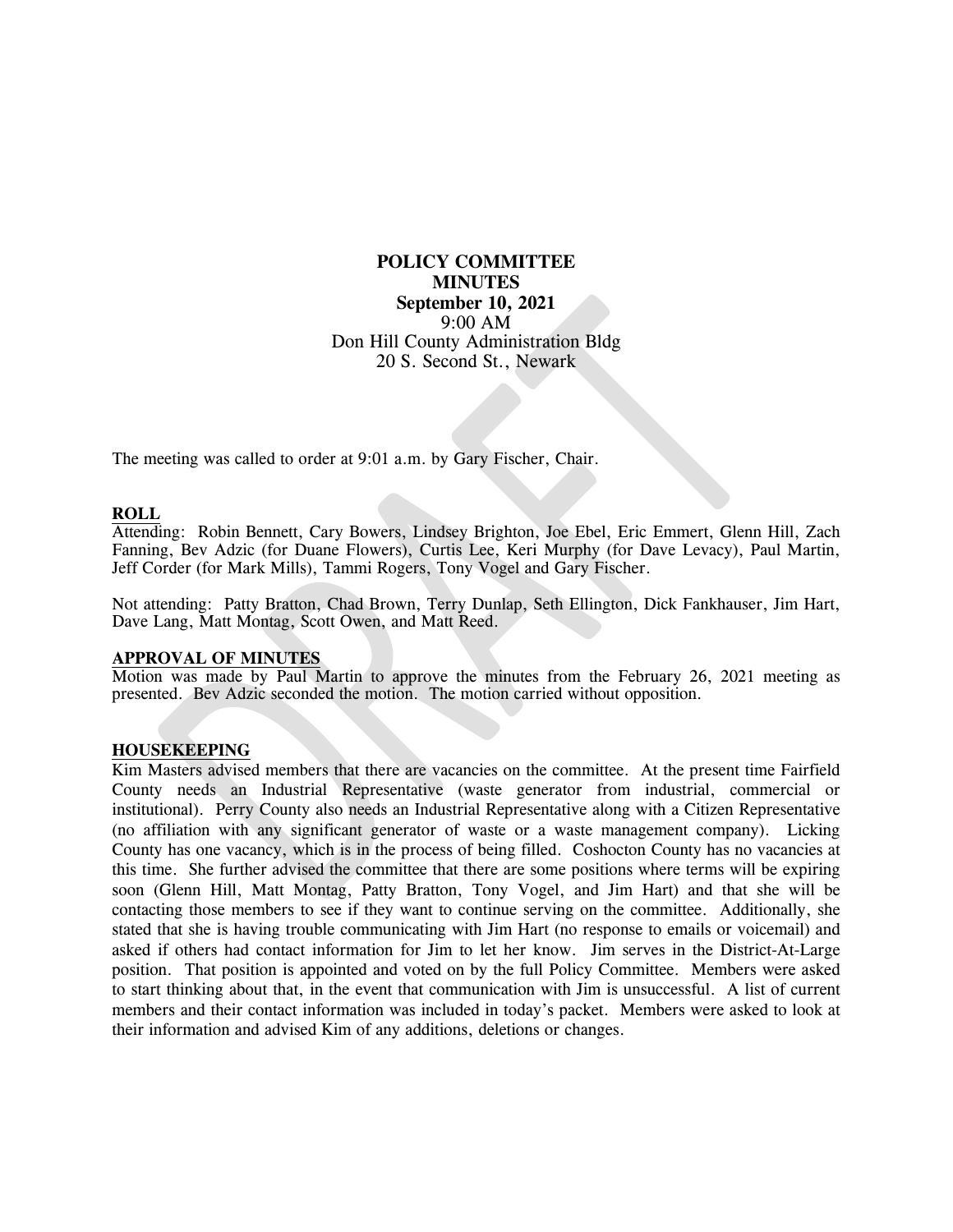# POLICY COMMITTEE MINUTES

**September 10, 2021**
9:00 AM
Don Hill County Administration Bldg
20 S. Second St., Newark

The meeting was called to order at 9:01 a.m. by Gary Fischer, Chair.

## ROLL

Attending: Robin Bennett, Cary Bowers, Lindsey Brighton, Joe Ebel, Eric Emmert, Glenn Hill, Zach Fanning, Bev Adzic (for Duane Flowers), Curtis Lee, Keri Murphy (for Dave Levacy), Paul Martin, Jeff Corder (for Mark Mills), Tammi Rogers, Tony Vogel and Gary Fischer.

Not attending: Patty Bratton, Chad Brown, Terry Dunlap, Seth Ellington, Dick Fankhauser, Jim Hart, Dave Lang, Matt Montag, Scott Owen, and Matt Reed.

## APPROVAL OF MINUTES

Motion was made by Paul Martin to approve the minutes from the February 26, 2021 meeting as presented. Bev Adzic seconded the motion. The motion carried without opposition.

## HOUSEKEEPING

Kim Masters advised members that there are vacancies on the committee. At the present time Fairfield County needs an Industrial Representative (waste generator from industrial, commercial or institutional). Perry County also needs an Industrial Representative along with a Citizen Representative (no affiliation with any significant generator of waste or a waste management company). Licking County has one vacancy, which is in the process of being filled. Coshocton County has no vacancies at this time. She further advised the committee that there are some positions where terms will be expiring soon (Glenn Hill, Matt Montag, Patty Bratton, Tony Vogel, and Jim Hart) and that she will be contacting those members to see if they want to continue serving on the committee. Additionally, she stated that she is having trouble communicating with Jim Hart (no response to emails or voicemail) and asked if others had contact information for Jim to let her know. Jim serves in the District-At-Large position. That position is appointed and voted on by the full Policy Committee. Members were asked to start thinking about that, in the event that communication with Jim is unsuccessful. A list of current members and their contact information was included in today's packet. Members were asked to look at their information and advised Kim of any additions, deletions or changes.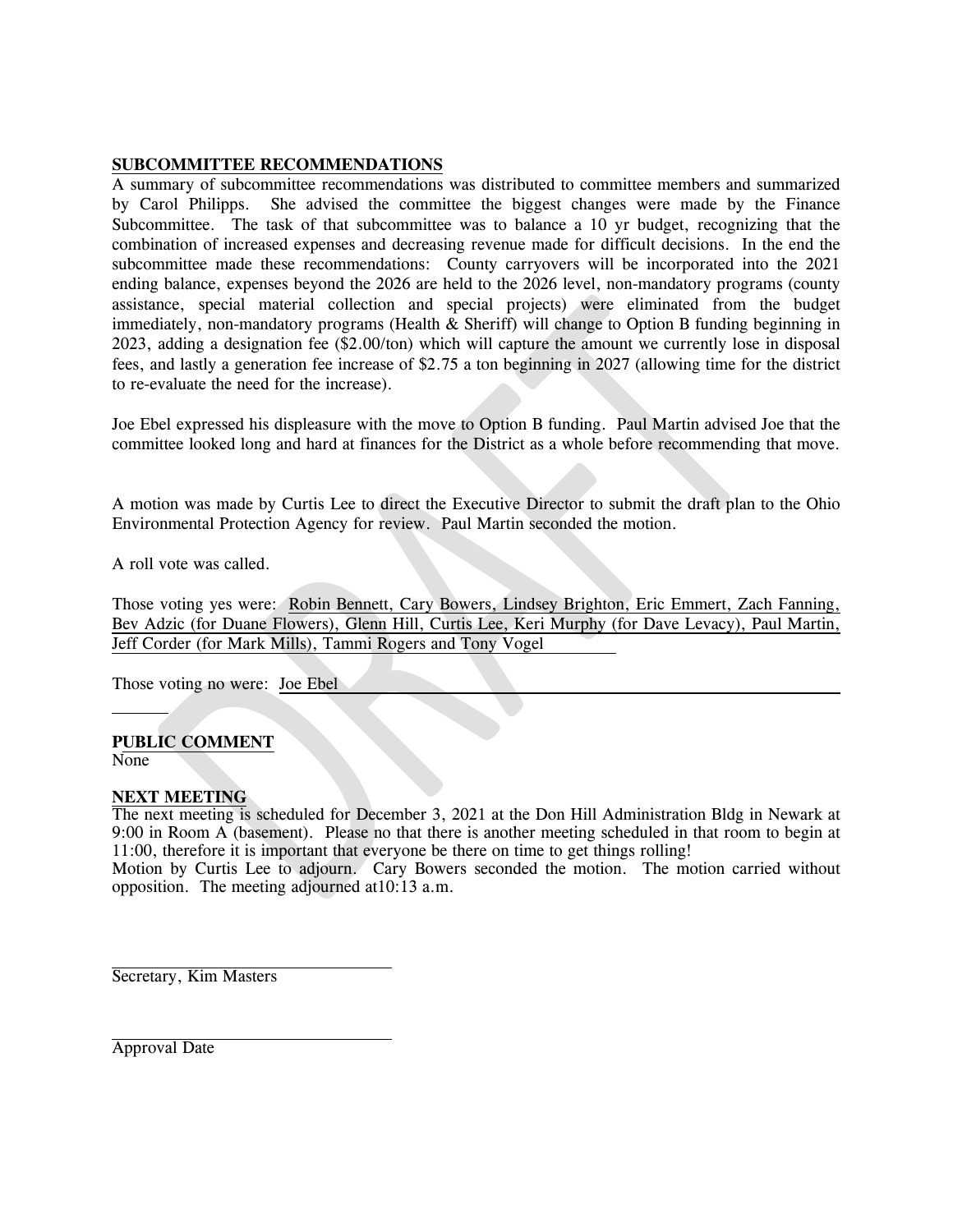**SUBCOMMITTEE RECOMMENDATIONS**

A summary of subcommittee recommendations was distributed to committee members and summarized by Carol Philipps. She advised the committee the biggest changes were made by the Finance Subcommittee. The task of that subcommittee was to balance a 10 yr budget, recognizing that the combination of increased expenses and decreasing revenue made for difficult decisions. In the end the subcommittee made these recommendations: County carryovers will be incorporated into the 2021 ending balance, expenses beyond the 2026 are held to the 2026 level, non-mandatory programs (county assistance, special material collection and special projects) were eliminated from the budget immediately, non-mandatory programs (Health & Sheriff) will change to Option B funding beginning in 2023, adding a designation fee ($2.00/ton) which will capture the amount we currently lose in disposal fees, and lastly a generation fee increase of $2.75 a ton beginning in 2027 (allowing time for the district to re-evaluate the need for the increase).

Joe Ebel expressed his displeasure with the move to Option B funding. Paul Martin advised Joe that the committee looked long and hard at finances for the District as a whole before recommending that move.

A motion was made by Curtis Lee to direct the Executive Director to submit the draft plan to the Ohio Environmental Protection Agency for review. Paul Martin seconded the motion.

A roll vote was called.

Those voting yes were: Robin Bennett, Cary Bowers, Lindsey Brighton, Eric Emmert, Zach Fanning, Bev Adzic (for Duane Flowers), Glenn Hill, Curtis Lee, Keri Murphy (for Dave Levacy), Paul Martin, Jeff Corder (for Mark Mills), Tammi Rogers and Tony Vogel

Those voting no were: Joe Ebel

**PUBLIC COMMENT**

None

**NEXT MEETING**

The next meeting is scheduled for December 3, 2021 at the Don Hill Administration Bldg in Newark at 9:00 in Room A (basement). Please no that there is another meeting scheduled in that room to begin at 11:00, therefore it is important that everyone be there on time to get things rolling!

Motion by Curtis Lee to adjourn. Cary Bowers seconded the motion. The motion carried without opposition. The meeting adjourned at10:13 a.m.

Secretary, Kim Masters

Approval Date